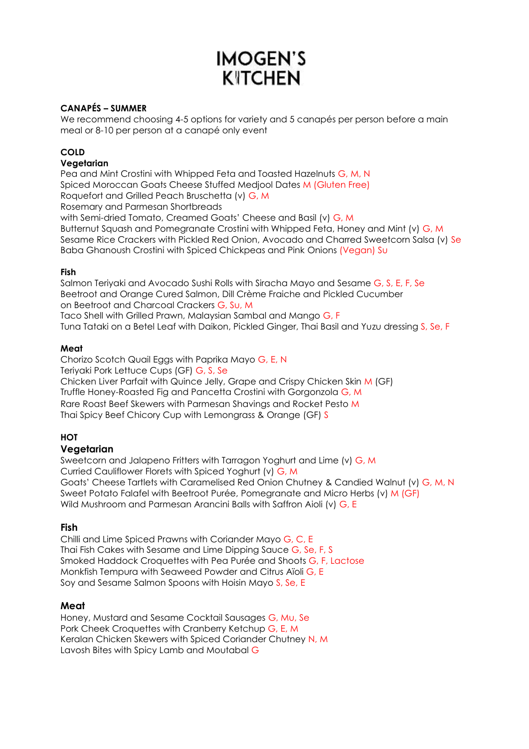# IMOGEN'S KITCHEN

## CANAPÉS – SUMMER

We recommend choosing 4-5 options for variety and 5 canapés per person before a main meal or 8-10 per person at a canapé only event

## COLD

### Vegetarian

Pea and Mint Crostini with Whipped Feta and Toasted Hazelnuts G, M, N
Spiced Moroccan Goats Cheese Stuffed Medjool Dates M (Gluten Free)
Roquefort and Grilled Peach Bruschetta (v) G, M
Rosemary and Parmesan Shortbreads
with Semi-dried Tomato, Creamed Goats' Cheese and Basil (v) G, M
Butternut Squash and Pomegranate Crostini with Whipped Feta, Honey and Mint (v) G, M
Sesame Rice Crackers with Pickled Red Onion, Avocado and Charred Sweetcorn Salsa (v) Se
Baba Ghanoush Crostini with Spiced Chickpeas and Pink Onions (Vegan) Su

### Fish

Salmon Teriyaki and Avocado Sushi Rolls with Siracha Mayo and Sesame G, S, E, F, Se
Beetroot and Orange Cured Salmon, Dill Crème Fraiche and Pickled Cucumber
on Beetroot and Charcoal Crackers G, Su, M
Taco Shell with Grilled Prawn, Malaysian Sambal and Mango G, F
Tuna Tataki on a Betel Leaf with Daikon, Pickled Ginger, Thai Basil and Yuzu dressing S, Se, F

### Meat

Chorizo Scotch Quail Eggs with Paprika Mayo G, E, N
Teriyaki Pork Lettuce Cups (GF) G, S, Se
Chicken Liver Parfait with Quince Jelly, Grape and Crispy Chicken Skin M (GF)
Truffle Honey-Roasted Fig and Pancetta Crostini with Gorgonzola G, M
Rare Roast Beef Skewers with Parmesan Shavings and Rocket Pesto M
Thai Spicy Beef Chicory Cup with Lemongrass & Orange (GF) S

## HOT

### Vegetarian

Sweetcorn and Jalapeno Fritters with Tarragon Yoghurt and Lime (v) G, M
Curried Cauliflower Florets with Spiced Yoghurt (v) G, M
Goats' Cheese Tartlets with Caramelised Red Onion Chutney & Candied Walnut (v) G, M, N
Sweet Potato Falafel with Beetroot Purée, Pomegranate and Micro Herbs (v) M (GF)
Wild Mushroom and Parmesan Arancini Balls with Saffron Aioli (v) G, E

### Fish

Chilli and Lime Spiced Prawns with Coriander Mayo G, C, E
Thai Fish Cakes with Sesame and Lime Dipping Sauce G, Se, F, S
Smoked Haddock Croquettes with Pea Purée and Shoots G, F, Lactose
Monkfish Tempura with Seaweed Powder and Citrus Aïoli G, E
Soy and Sesame Salmon Spoons with Hoisin Mayo S, Se, E

### Meat

Honey, Mustard and Sesame Cocktail Sausages G, Mu, Se
Pork Cheek Croquettes with Cranberry Ketchup G, E, M
Keralan Chicken Skewers with Spiced Coriander Chutney N, M
Lavosh Bites with Spicy Lamb and Moutabal G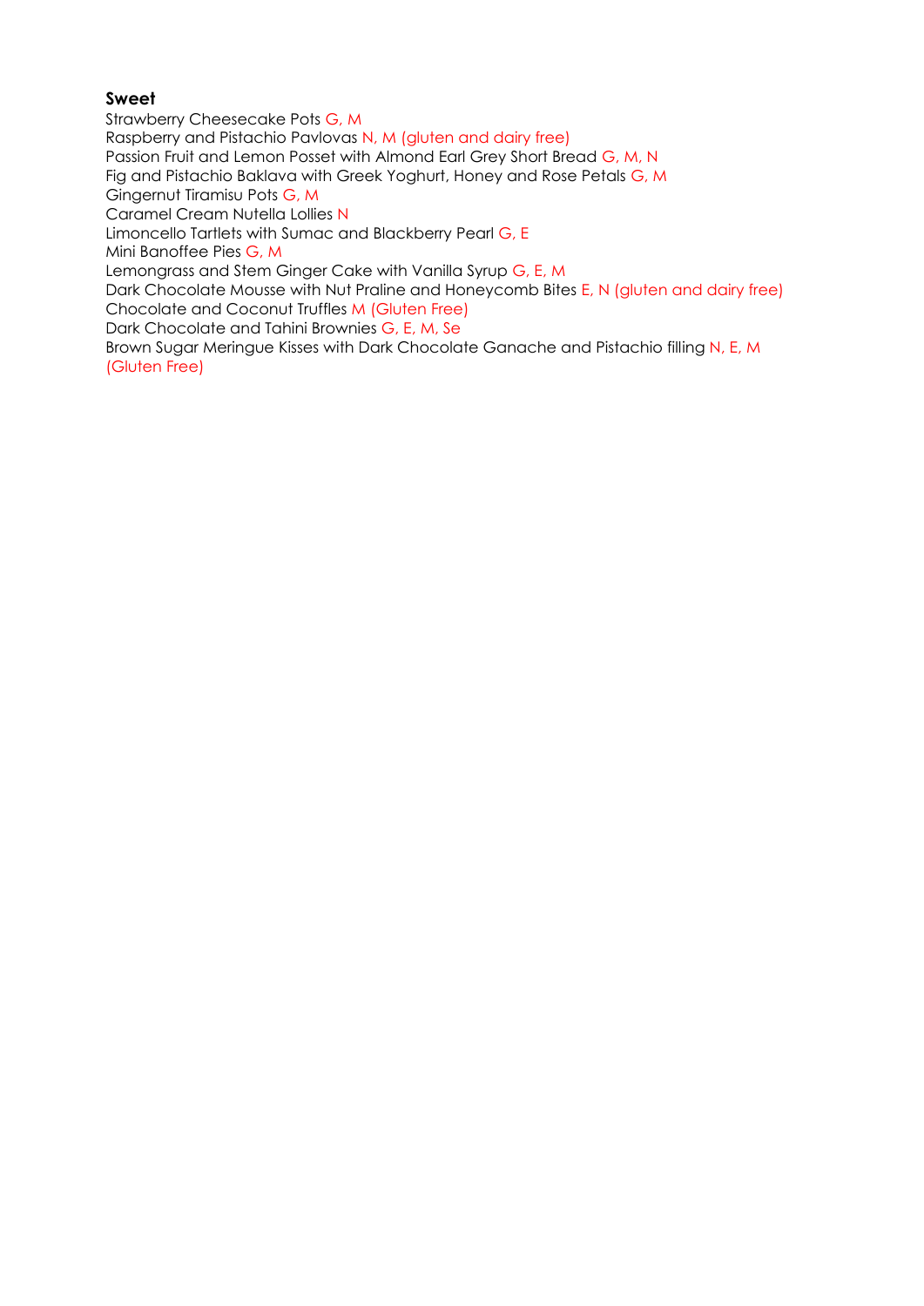**Sweet**

Strawberry Cheesecake Pots G, M
Raspberry and Pistachio Pavlovas N, M (gluten and dairy free)
Passion Fruit and Lemon Posset with Almond Earl Grey Short Bread G, M, N
Fig and Pistachio Baklava with Greek Yoghurt, Honey and Rose Petals G, M
Gingernut Tiramisu Pots G, M
Caramel Cream Nutella Lollies N
Limoncello Tartlets with Sumac and Blackberry Pearl G, E
Mini Banoffee Pies G, M
Lemongrass and Stem Ginger Cake with Vanilla Syrup G, E, M
Dark Chocolate Mousse with Nut Praline and Honeycomb Bites E, N (gluten and dairy free)
Chocolate and Coconut Truffles M (Gluten Free)
Dark Chocolate and Tahini Brownies G, E, M, Se
Brown Sugar Meringue Kisses with Dark Chocolate Ganache and Pistachio filling N, E, M (Gluten Free)